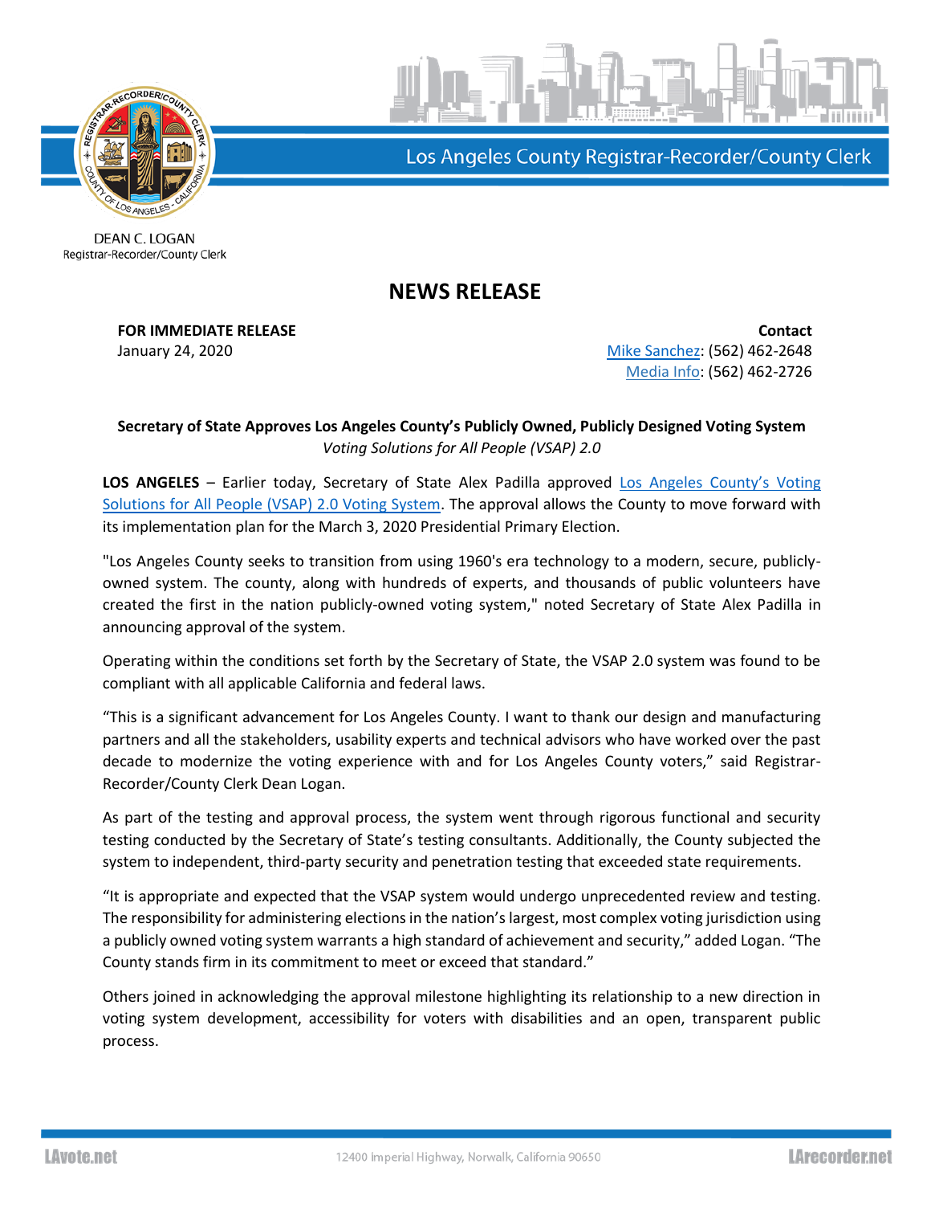Los Angeles County Registrar-Recorder/County Clerk

DEAN C. LOGAN
Registrar-Recorder/County Clerk

# NEWS RELEASE

**FOR IMMEDIATE RELEASE**
January 24, 2020

**Contact**
Mike Sanchez: (562) 462-2648
Media Info: (562) 462-2726

**Secretary of State Approves Los Angeles County's Publicly Owned, Publicly Designed Voting System**
*Voting Solutions for All People (VSAP) 2.0*

**LOS ANGELES** – Earlier today, Secretary of State Alex Padilla approved Los Angeles County's Voting Solutions for All People (VSAP) 2.0 Voting System. The approval allows the County to move forward with its implementation plan for the March 3, 2020 Presidential Primary Election.

"Los Angeles County seeks to transition from using 1960's era technology to a modern, secure, publicly-owned system. The county, along with hundreds of experts, and thousands of public volunteers have created the first in the nation publicly-owned voting system," noted Secretary of State Alex Padilla in announcing approval of the system.

Operating within the conditions set forth by the Secretary of State, the VSAP 2.0 system was found to be compliant with all applicable California and federal laws.

"This is a significant advancement for Los Angeles County. I want to thank our design and manufacturing partners and all the stakeholders, usability experts and technical advisors who have worked over the past decade to modernize the voting experience with and for Los Angeles County voters," said Registrar-Recorder/County Clerk Dean Logan.

As part of the testing and approval process, the system went through rigorous functional and security testing conducted by the Secretary of State's testing consultants. Additionally, the County subjected the system to independent, third-party security and penetration testing that exceeded state requirements.

"It is appropriate and expected that the VSAP system would undergo unprecedented review and testing. The responsibility for administering elections in the nation's largest, most complex voting jurisdiction using a publicly owned voting system warrants a high standard of achievement and security," added Logan. "The County stands firm in its commitment to meet or exceed that standard."

Others joined in acknowledging the approval milestone highlighting its relationship to a new direction in voting system development, accessibility for voters with disabilities and an open, transparent public process.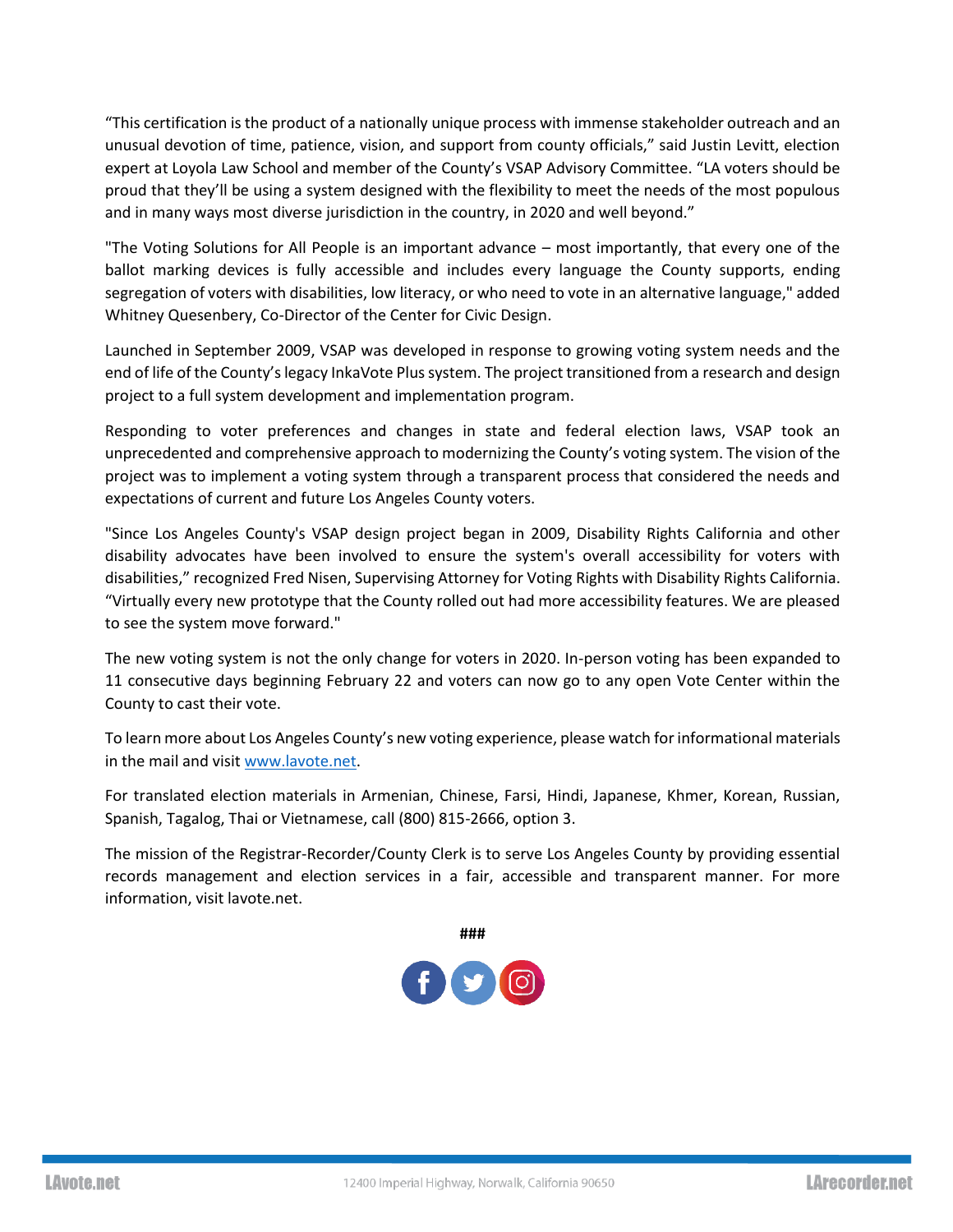“This certification is the product of a nationally unique process with immense stakeholder outreach and an unusual devotion of time, patience, vision, and support from county officials,” said Justin Levitt, election expert at Loyola Law School and member of the County’s VSAP Advisory Committee. “LA voters should be proud that they’ll be using a system designed with the flexibility to meet the needs of the most populous and in many ways most diverse jurisdiction in the country, in 2020 and well beyond.”

"The Voting Solutions for All People is an important advance – most importantly, that every one of the ballot marking devices is fully accessible and includes every language the County supports, ending segregation of voters with disabilities, low literacy, or who need to vote in an alternative language," added Whitney Quesenbery, Co-Director of the Center for Civic Design.

Launched in September 2009, VSAP was developed in response to growing voting system needs and the end of life of the County’s legacy InkaVote Plus system. The project transitioned from a research and design project to a full system development and implementation program.

Responding to voter preferences and changes in state and federal election laws, VSAP took an unprecedented and comprehensive approach to modernizing the County’s voting system. The vision of the project was to implement a voting system through a transparent process that considered the needs and expectations of current and future Los Angeles County voters.

"Since Los Angeles County's VSAP design project began in 2009, Disability Rights California and other disability advocates have been involved to ensure the system's overall accessibility for voters with disabilities,” recognized Fred Nisen, Supervising Attorney for Voting Rights with Disability Rights California. “Virtually every new prototype that the County rolled out had more accessibility features. We are pleased to see the system move forward."

The new voting system is not the only change for voters in 2020. In-person voting has been expanded to 11 consecutive days beginning February 22 and voters can now go to any open Vote Center within the County to cast their vote.

To learn more about Los Angeles County’s new voting experience, please watch for informational materials in the mail and visit www.lavote.net.

For translated election materials in Armenian, Chinese, Farsi, Hindi, Japanese, Khmer, Korean, Russian, Spanish, Tagalog, Thai or Vietnamese, call (800) 815-2666, option 3.

The mission of the Registrar-Recorder/County Clerk is to serve Los Angeles County by providing essential records management and election services in a fair, accessible and transparent manner. For more information, visit lavote.net.

###